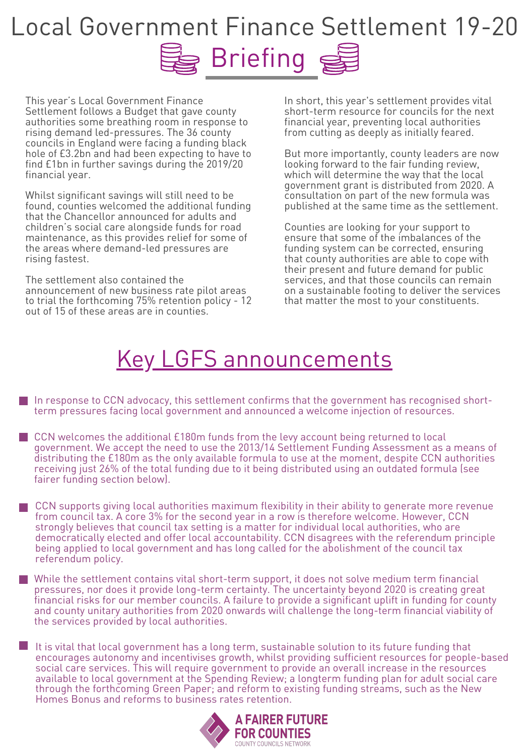# Local Government Finance Settlement 19-20

## Briefing

This year's Local Government Finance Settlement follows a Budget that gave county authorities some breathing room in response to rising demand led-pressures. The 36 county councils in England were facing a funding black hole of £3.2bn and had been expecting to have to find £1bn in further savings during the 2019/20 financial year.

Whilst significant savings will still need to be found, counties welcomed the additional funding that the Chancellor announced for adults and children's social care alongside funds for road maintenance, as this provides relief for some of the areas where demand-led pressures are rising fastest.

The settlement also contained the announcement of new business rate pilot areas to trial the forthcoming 75% retention policy - 12 out of 15 of these areas are in counties.

In short, this year's settlement provides vital short-term resource for councils for the next financial year, preventing local authorities from cutting as deeply as initially feared.

But more importantly, county leaders are now looking forward to the fair funding review, which will determine the way that the local government grant is distributed from 2020. A consultation on part of the new formula was published at the same time as the settlement.

Counties are looking for your support to ensure that some of the imbalances of the funding system can be corrected, ensuring that county authorities are able to cope with their present and future demand for public services, and that those councils can remain on a sustainable footing to deliver the services that matter the most to your constituents.

## Key LGFS announcements

- In response to CCN advocacy, this settlement confirms that the government has recognised short-term pressures facing local government and announced a welcome injection of resources.
- CCN welcomes the additional £180m funds from the levy account being returned to local government. We accept the need to use the 2013/14 Settlement Funding Assessment as a means of distributing the £180m as the only available formula to use at the moment, despite CCN authorities receiving just 26% of the total funding due to it being distributed using an outdated formula (see fairer funding section below).
- CCN supports giving local authorities maximum flexibility in their ability to generate more revenue from council tax. A core 3% for the second year in a row is therefore welcome. However, CCN strongly believes that council tax setting is a matter for individual local authorities, who are democratically elected and offer local accountability. CCN disagrees with the referendum principle being applied to local government and has long called for the abolishment of the council tax referendum policy.
- While the settlement contains vital short-term support, it does not solve medium term financial pressures, nor does it provide long-term certainty. The uncertainty beyond 2020 is creating great financial risks for our member councils. A failure to provide a significant uplift in funding for county and county unitary authorities from 2020 onwards will challenge the long-term financial viability of the services provided by local authorities.
- It is vital that local government has a long term, sustainable solution to its future funding that encourages autonomy and incentivises growth, whilst providing sufficient resources for people-based social care services. This will require government to provide an overall increase in the resources available to local government at the Spending Review; a longterm funding plan for adult social care through the forthcoming Green Paper; and reform to existing funding streams, such as the New Homes Bonus and reforms to business rates retention.

A FAIRER FUTURE FOR COUNTIES
COUNTY COUNCILS NETWORK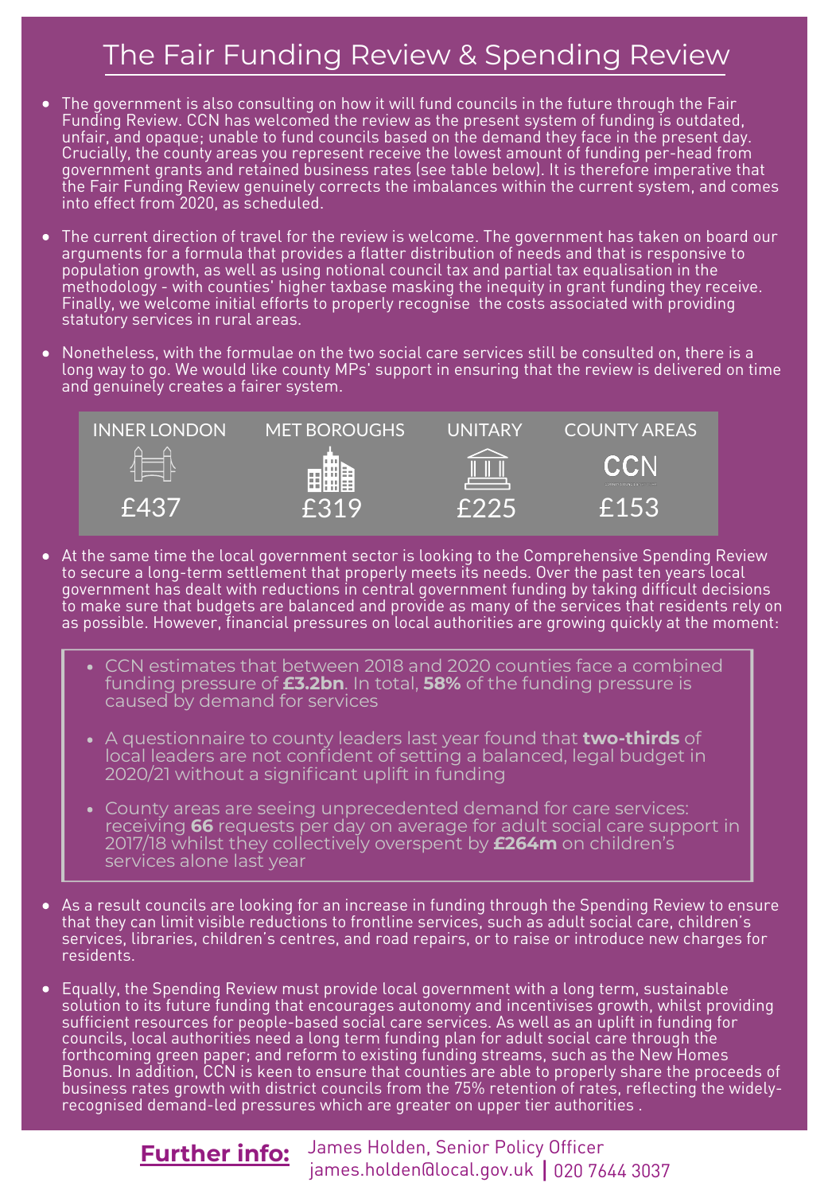# The Fair Funding Review & Spending Review

- The government is also consulting on how it will fund councils in the future through the Fair Funding Review. CCN has welcomed the review as the present system of funding is outdated, unfair, and opaque; unable to fund councils based on the demand they face in the present day. Crucially, the county areas you represent receive the lowest amount of funding per-head from government grants and retained business rates (see table below). It is therefore imperative that the Fair Funding Review genuinely corrects the imbalances within the current system, and comes into effect from 2020, as scheduled.
- The current direction of travel for the review is welcome. The government has taken on board our arguments for a formula that provides a flatter distribution of needs and that is responsive to population growth, as well as using notional council tax and partial tax equalisation in the methodology - with counties' higher taxbase masking the inequity in grant funding they receive. Finally, we welcome initial efforts to properly recognise the costs associated with providing statutory services in rural areas.
- Nonetheless, with the formulae on the two social care services still be consulted on, there is a long way to go. We would like county MPs' support in ensuring that the review is delivered on time and genuinely creates a fairer system.

| INNER LONDON | MET BOROUGHS | UNITARY | COUNTY AREAS |
|---|---|---|---|
| £437 | £319 | £225 | £153 |

- At the same time the local government sector is looking to the Comprehensive Spending Review to secure a long-term settlement that properly meets its needs. Over the past ten years local government has dealt with reductions in central government funding by taking difficult decisions to make sure that budgets are balanced and provide as many of the services that residents rely on as possible. However, financial pressures on local authorities are growing quickly at the moment:
  - CCN estimates that between 2018 and 2020 counties face a combined funding pressure of **£3.2bn**. In total, **58%** of the funding pressure is caused by demand for services
  - A questionnaire to county leaders last year found that **two-thirds** of local leaders are not confident of setting a balanced, legal budget in 2020/21 without a significant uplift in funding
  - County areas are seeing unprecedented demand for care services: receiving **66** requests per day on average for adult social care support in 2017/18 whilst they collectively overspent by **£264m** on children's services alone last year
- As a result councils are looking for an increase in funding through the Spending Review to ensure that they can limit visible reductions to frontline services, such as adult social care, children's services, libraries, children's centres, and road repairs, or to raise or introduce new charges for residents.
- Equally, the Spending Review must provide local government with a long term, sustainable solution to its future funding that encourages autonomy and incentivises growth, whilst providing sufficient resources for people-based social care services. As well as an uplift in funding for councils, local authorities need a long term funding plan for adult social care through the forthcoming green paper; and reform to existing funding streams, such as the New Homes Bonus. In addition, CCN is keen to ensure that counties are able to properly share the proceeds of business rates growth with district councils from the 75% retention of rates, reflecting the widely-recognised demand-led pressures which are greater on upper tier authorities .

**Further info:** James Holden, Senior Policy Officer
james.holden@local.gov.uk | 020 7644 3037